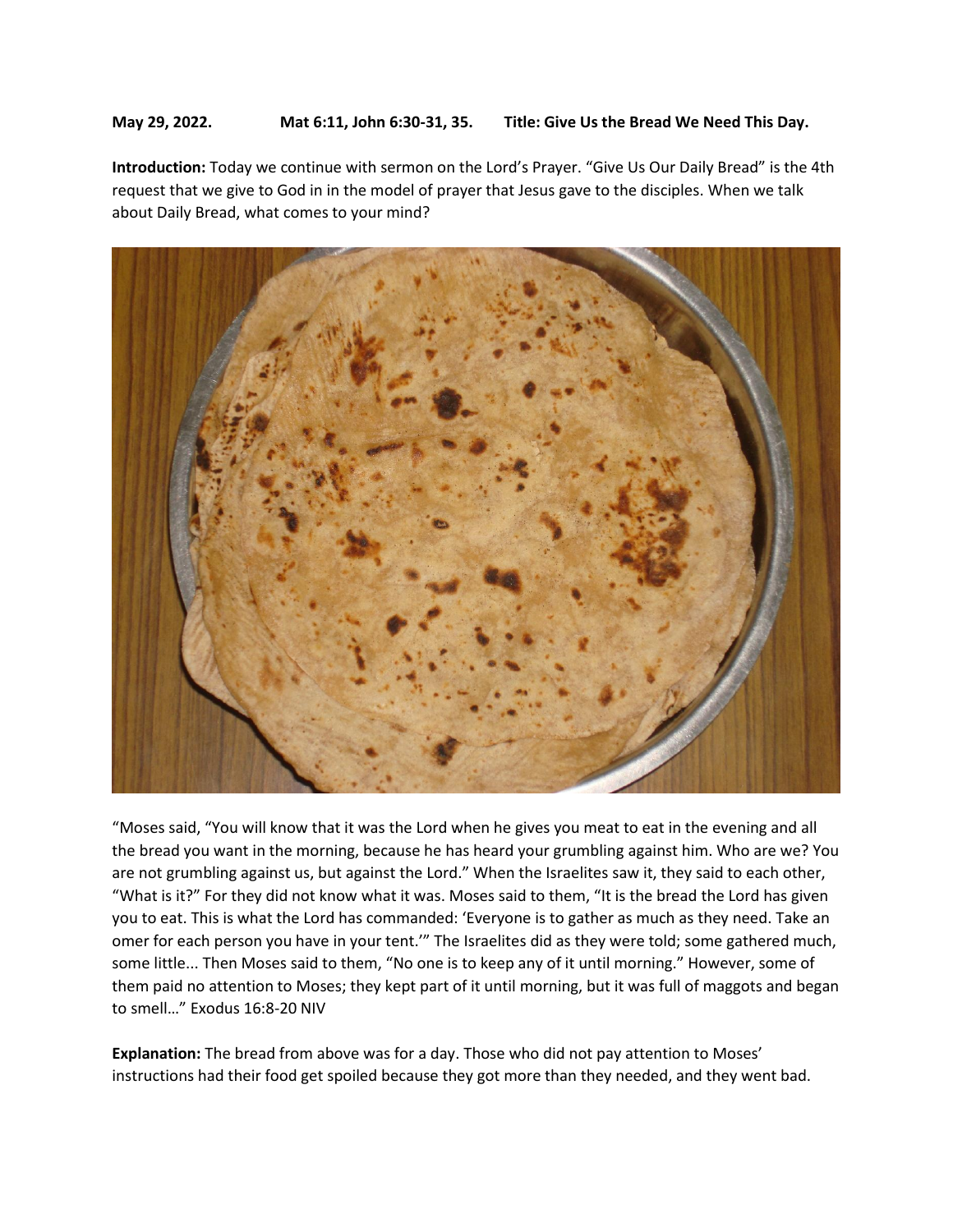**May 29, 2022. Mat 6:11, John 6:30-31, 35. Title: Give Us the Bread We Need This Day.**

**Introduction:** Today we continue with sermon on the Lord's Prayer. "Give Us Our Daily Bread" is the 4th request that we give to God in in the model of prayer that Jesus gave to the disciples. When we talk about Daily Bread, what comes to your mind?

"Moses said, "You will know that it was the Lord when he gives you meat to eat in the evening and all the bread you want in the morning, because he has heard your grumbling against him. Who are we? You are not grumbling against us, but against the Lord." When the Israelites saw it, they said to each other, "What is it?" For they did not know what it was. Moses said to them, "It is the bread the Lord has given you to eat. This is what the Lord has commanded: 'Everyone is to gather as much as they need. Take an omer for each person you have in your tent.'" The Israelites did as they were told; some gathered much, some little... Then Moses said to them, "No one is to keep any of it until morning." However, some of them paid no attention to Moses; they kept part of it until morning, but it was full of maggots and began to smell..." Exodus 16:8-20 NIV

**Explanation:** The bread from above was for a day. Those who did not pay attention to Moses' instructions had their food get spoiled because they got more than they needed, and they went bad.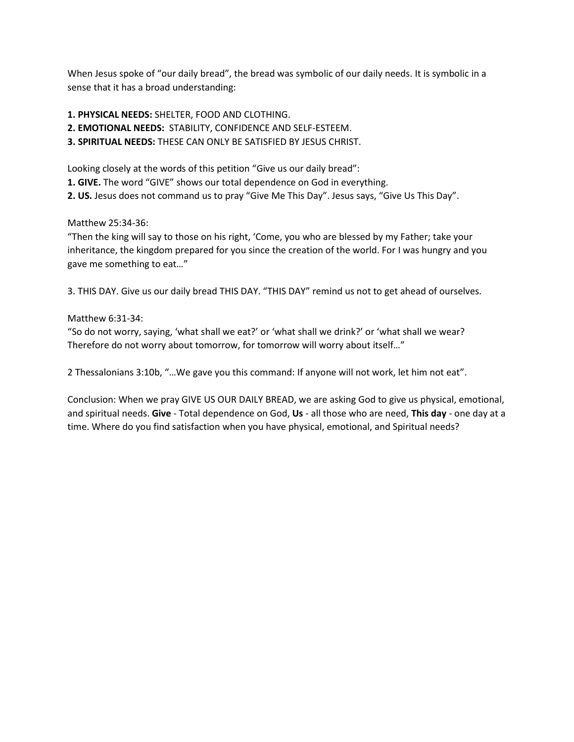When Jesus spoke of "our daily bread", the bread was symbolic of our daily needs. It is symbolic in a sense that it has a broad understanding:

**1. PHYSICAL NEEDS:** SHELTER, FOOD AND CLOTHING.
**2. EMOTIONAL NEEDS:** STABILITY, CONFIDENCE AND SELF-ESTEEM.
**3. SPIRITUAL NEEDS:** THESE CAN ONLY BE SATISFIED BY JESUS CHRIST.

Looking closely at the words of this petition "Give us our daily bread":
**1. GIVE.** The word "GIVE" shows our total dependence on God in everything.
**2. US.** Jesus does not command us to pray "Give Me This Day". Jesus says, "Give Us This Day".

Matthew 25:34-36:
"Then the king will say to those on his right, 'Come, you who are blessed by my Father; take your inheritance, the kingdom prepared for you since the creation of the world. For I was hungry and you gave me something to eat…"

3. THIS DAY. Give us our daily bread THIS DAY. "THIS DAY" remind us not to get ahead of ourselves.

Matthew 6:31-34:
"So do not worry, saying, 'what shall we eat?' or 'what shall we drink?' or 'what shall we wear? Therefore do not worry about tomorrow, for tomorrow will worry about itself…"

2 Thessalonians 3:10b, "…We gave you this command: If anyone will not work, let him not eat".

Conclusion: When we pray GIVE US OUR DAILY BREAD, we are asking God to give us physical, emotional, and spiritual needs. **Give** - Total dependence on God, **Us** - all those who are need, **This day** - one day at a time. Where do you find satisfaction when you have physical, emotional, and Spiritual needs?